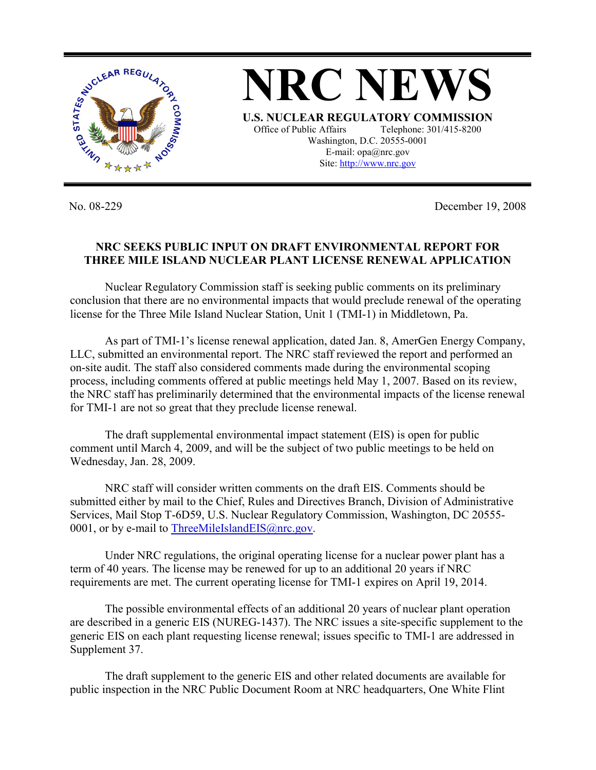# NRC NEWS

**U.S. NUCLEAR REGULATORY COMMISSION**

Office of Public Affairs Telephone: 301/415-8200
Washington, D.C. 20555-0001
E-mail: opa@nrc.gov
Site: http://www.nrc.gov

No. 08-229 December 19, 2008

## NRC SEEKS PUBLIC INPUT ON DRAFT ENVIRONMENTAL REPORT FOR THREE MILE ISLAND NUCLEAR PLANT LICENSE RENEWAL APPLICATION

Nuclear Regulatory Commission staff is seeking public comments on its preliminary conclusion that there are no environmental impacts that would preclude renewal of the operating license for the Three Mile Island Nuclear Station, Unit 1 (TMI-1) in Middletown, Pa.

As part of TMI-1's license renewal application, dated Jan. 8, AmerGen Energy Company, LLC, submitted an environmental report. The NRC staff reviewed the report and performed an on-site audit. The staff also considered comments made during the environmental scoping process, including comments offered at public meetings held May 1, 2007. Based on its review, the NRC staff has preliminarily determined that the environmental impacts of the license renewal for TMI-1 are not so great that they preclude license renewal.

The draft supplemental environmental impact statement (EIS) is open for public comment until March 4, 2009, and will be the subject of two public meetings to be held on Wednesday, Jan. 28, 2009.

NRC staff will consider written comments on the draft EIS. Comments should be submitted either by mail to the Chief, Rules and Directives Branch, Division of Administrative Services, Mail Stop T-6D59, U.S. Nuclear Regulatory Commission, Washington, DC 20555-0001, or by e-mail to ThreeMileIslandEIS@nrc.gov.

Under NRC regulations, the original operating license for a nuclear power plant has a term of 40 years. The license may be renewed for up to an additional 20 years if NRC requirements are met. The current operating license for TMI-1 expires on April 19, 2014.

The possible environmental effects of an additional 20 years of nuclear plant operation are described in a generic EIS (NUREG-1437). The NRC issues a site-specific supplement to the generic EIS on each plant requesting license renewal; issues specific to TMI-1 are addressed in Supplement 37.

The draft supplement to the generic EIS and other related documents are available for public inspection in the NRC Public Document Room at NRC headquarters, One White Flint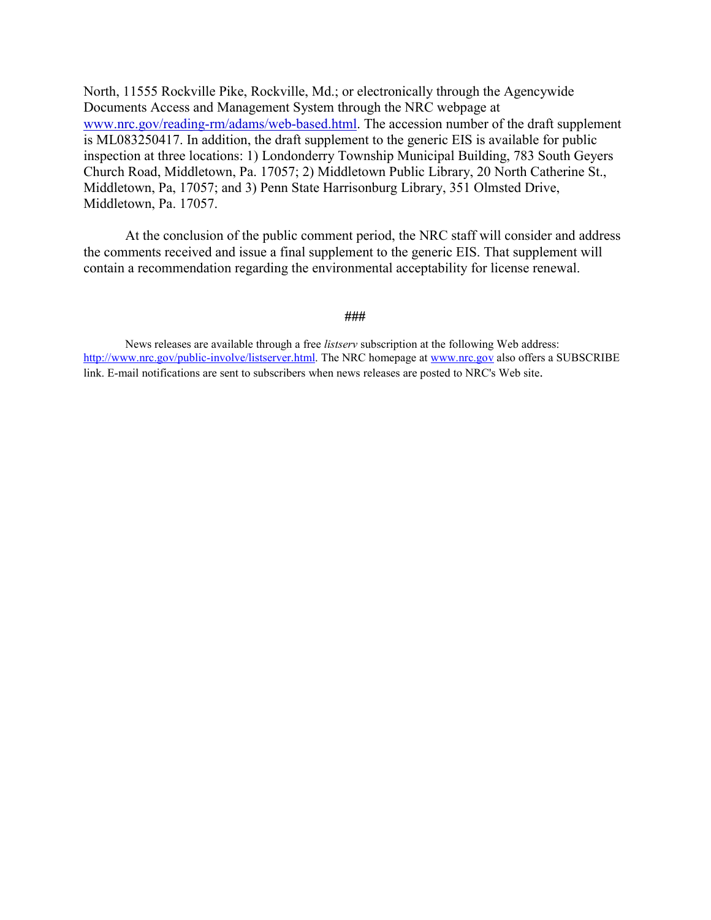North, 11555 Rockville Pike, Rockville, Md.; or electronically through the Agencywide Documents Access and Management System through the NRC webpage at www.nrc.gov/reading-rm/adams/web-based.html. The accession number of the draft supplement is ML083250417. In addition, the draft supplement to the generic EIS is available for public inspection at three locations: 1) Londonderry Township Municipal Building, 783 South Geyers Church Road, Middletown, Pa. 17057; 2) Middletown Public Library, 20 North Catherine St., Middletown, Pa, 17057; and 3) Penn State Harrisonburg Library, 351 Olmsted Drive, Middletown, Pa. 17057.

At the conclusion of the public comment period, the NRC staff will consider and address the comments received and issue a final supplement to the generic EIS. That supplement will contain a recommendation regarding the environmental acceptability for license renewal.

###

News releases are available through a free *listserv* subscription at the following Web address: http://www.nrc.gov/public-involve/listserver.html. The NRC homepage at www.nrc.gov also offers a SUBSCRIBE link. E-mail notifications are sent to subscribers when news releases are posted to NRC's Web site.